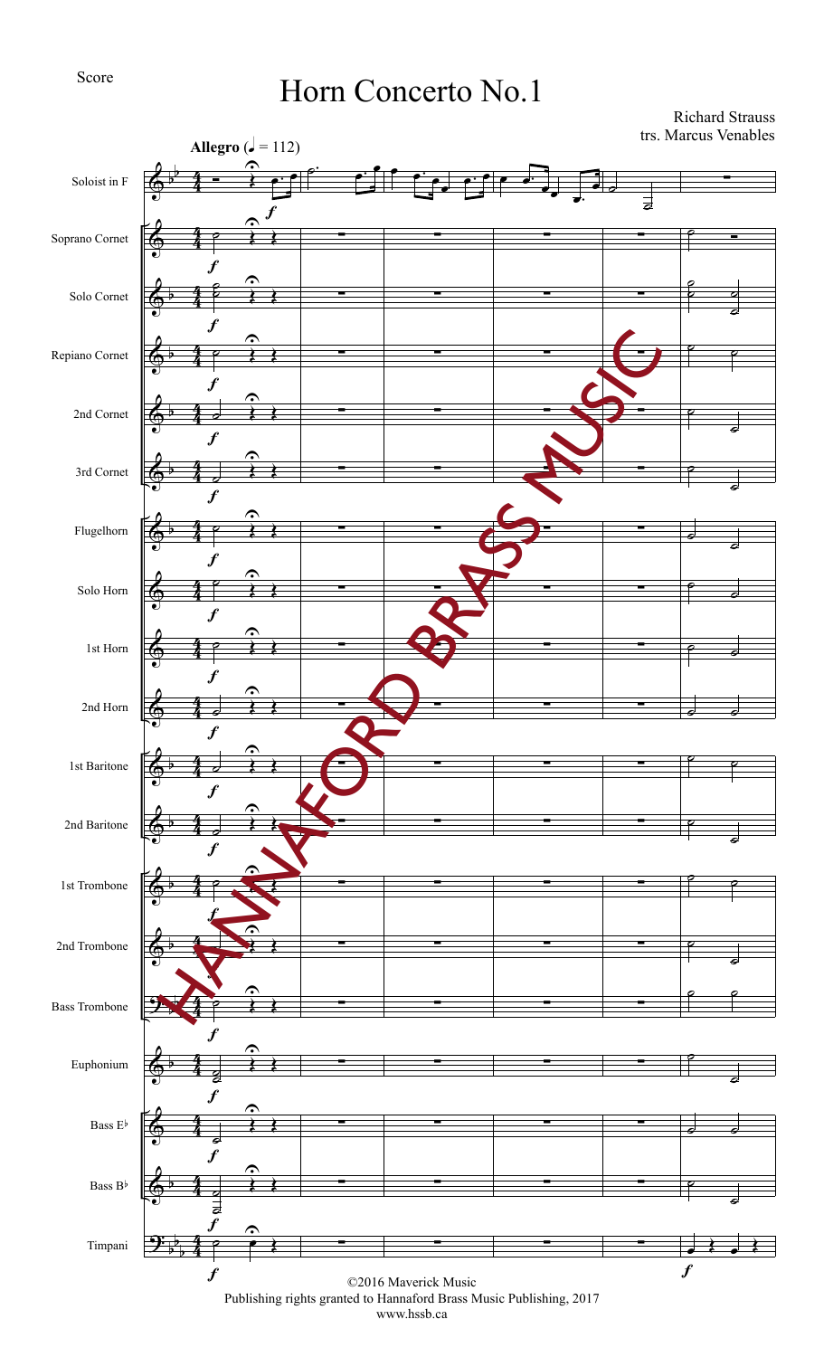Score

# Horn Concerto No.1

Richard Strauss
trs. Marcus Venables

**Allegro** (♩ = 112)

Soloist in F

Soprano Cornet

Solo Cornet

Repiano Cornet

2nd Cornet

3rd Cornet

Flugelhorn

Solo Horn

1st Horn

2nd Horn

1st Baritone

2nd Baritone

1st Trombone

2nd Trombone

Bass Trombone

Euphonium

Bass E♭

Bass B♭

Timpani

©2016 Maverick Music
Publishing rights granted to Hannaford Brass Music Publishing, 2017
www.hssb.ca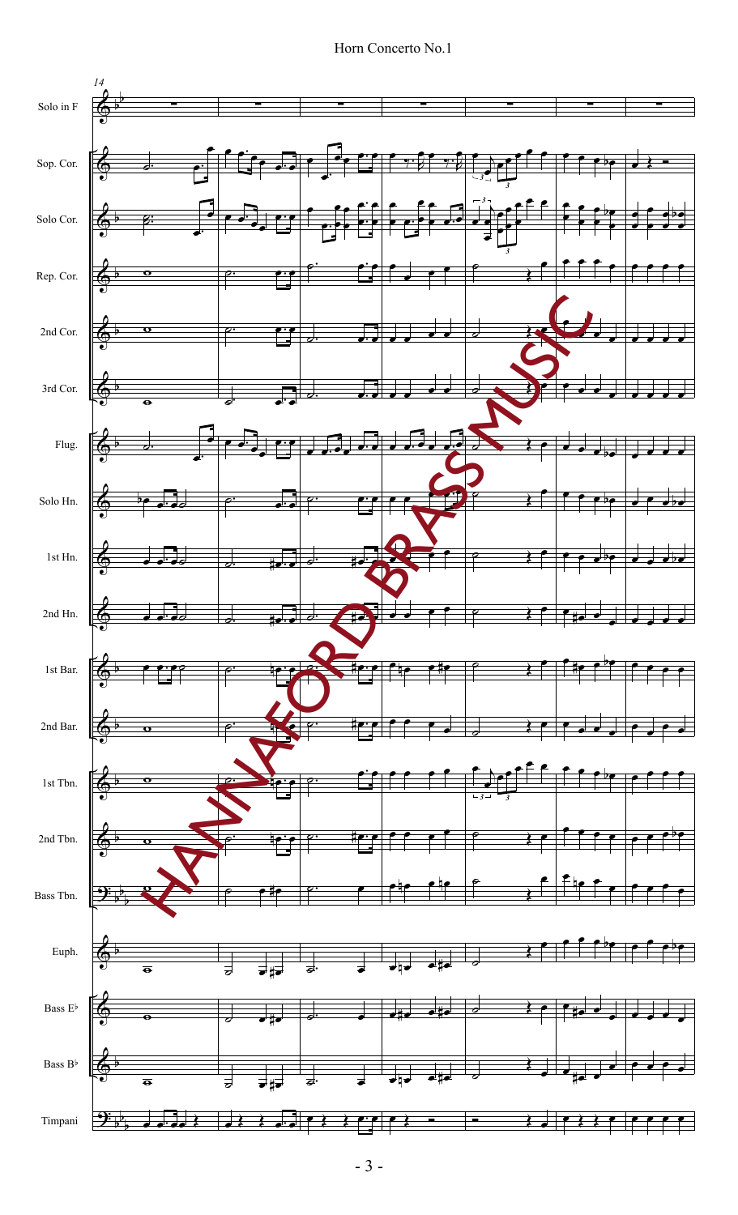Horn Concerto No.1

14

Solo in F

Sop. Cor.

Solo Cor.

Rep. Cor.

2nd Cor.

3rd Cor.

Flug.

Solo Hn.

1st Hn.

2nd Hn.

1st Bar.

2nd Bar.

1st Tbn.

2nd Tbn.

Bass Tbn.

Euph.

Bass E♭

Bass B♭

Timpani

HANNAFORD BRASS MUSIC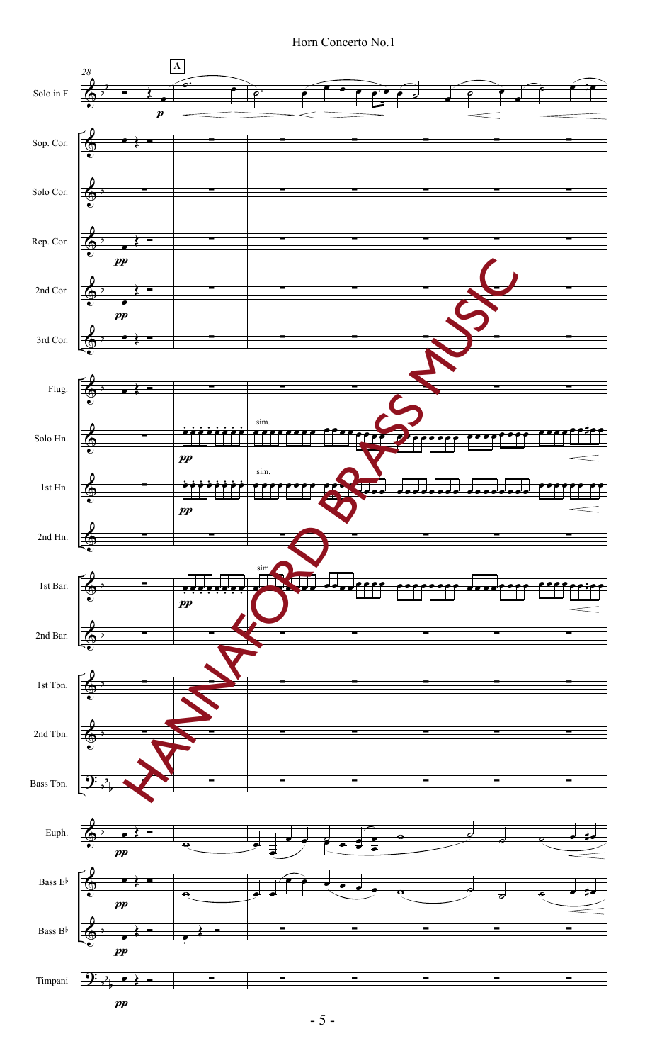# Horn Concerto No.1

Solo in F

Sop. Cor.

Solo Cor.

Rep. Cor.

2nd Cor.

3rd Cor.

Flug.

Solo Hn.

1st Hn.

2nd Hn.

1st Bar.

2nd Bar.

1st Tbn.

2nd Tbn.

Bass Tbn.

Euph.

Bass E♭

Bass B♭

Timpani

HANNAFORD BRASS MUSIC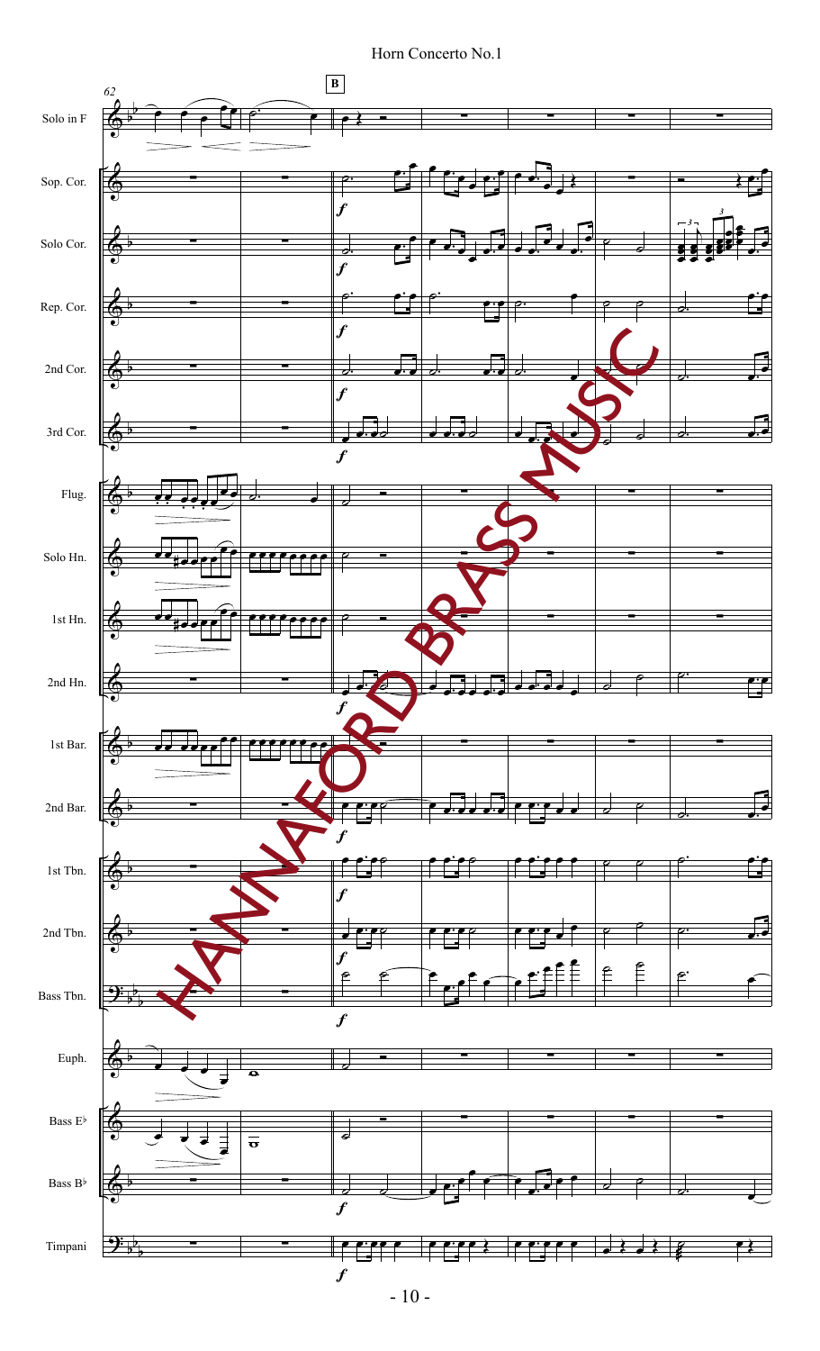Horn Concerto No.1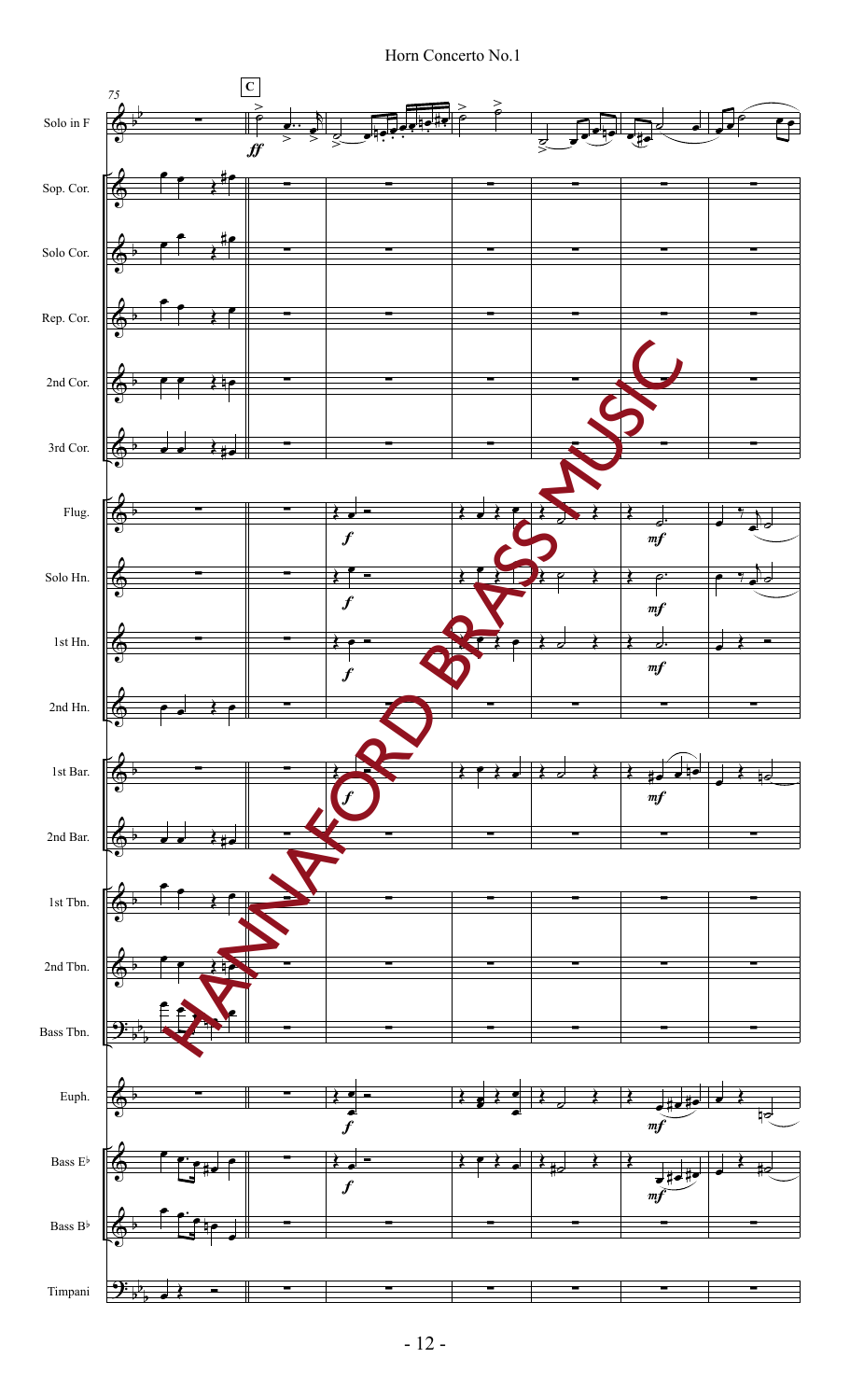Horn Concerto No.1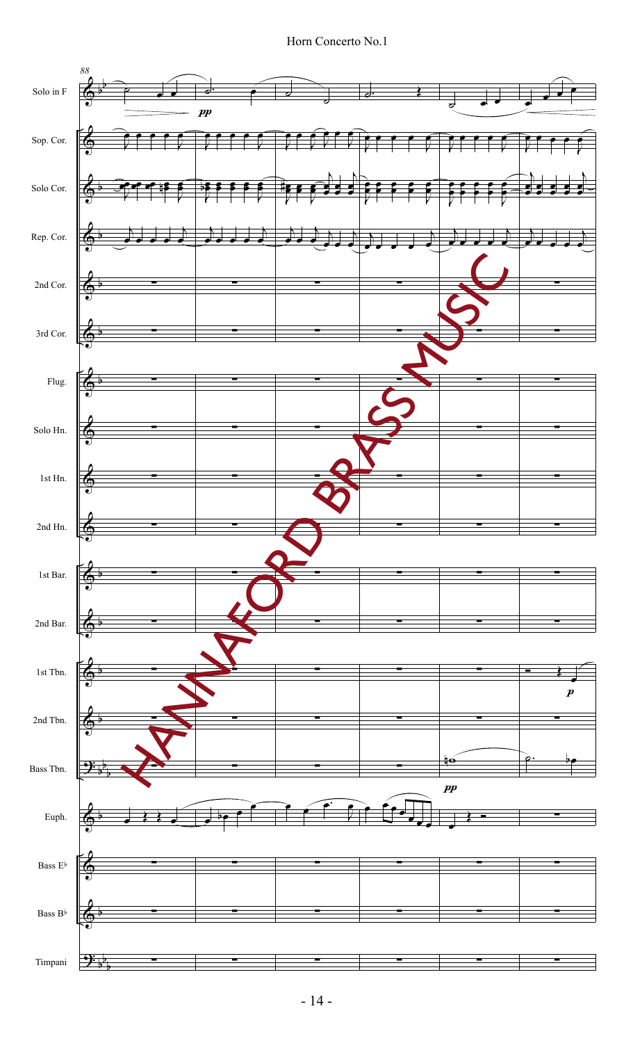Horn Concerto No.1

88

Solo in F

Sop. Cor.

Solo Cor.

Rep. Cor.

2nd Cor.

3rd Cor.

Flug.

Solo Hn.

1st Hn.

2nd Hn.

1st Bar.

2nd Bar.

1st Tbn.

2nd Tbn.

Bass Tbn.

Euph.

Bass E♭

Bass B♭

Timpani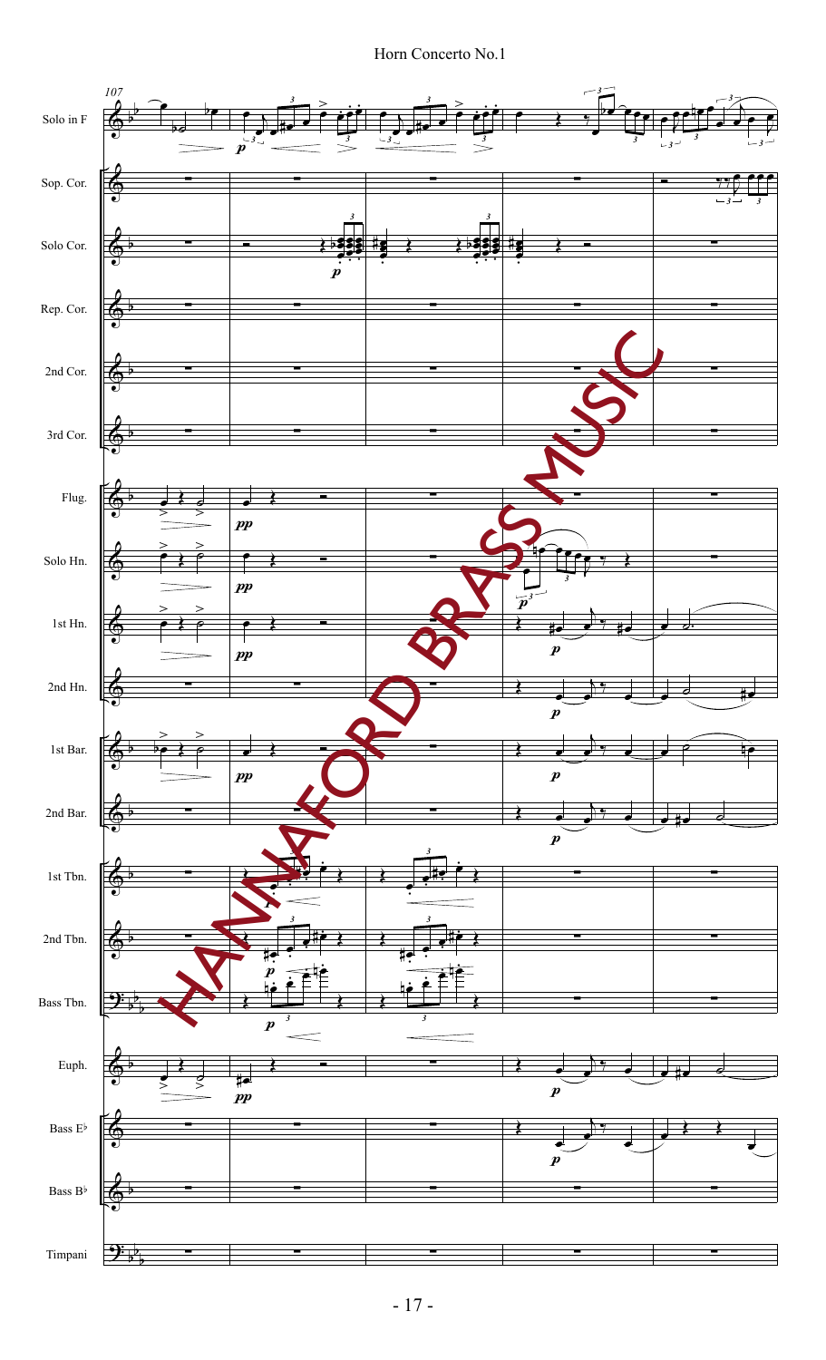Horn Concerto No.1

107

Solo in F

Sop. Cor.

Solo Cor.

Rep. Cor.

2nd Cor.

3rd Cor.

Flug.

Solo Hn.

1st Hn.

2nd Hn.

1st Bar.

2nd Bar.

1st Tbn.

2nd Tbn.

Bass Tbn.

Euph.

Bass E♭

Bass B♭

Timpani

HANNAFORD BRASS MUSIC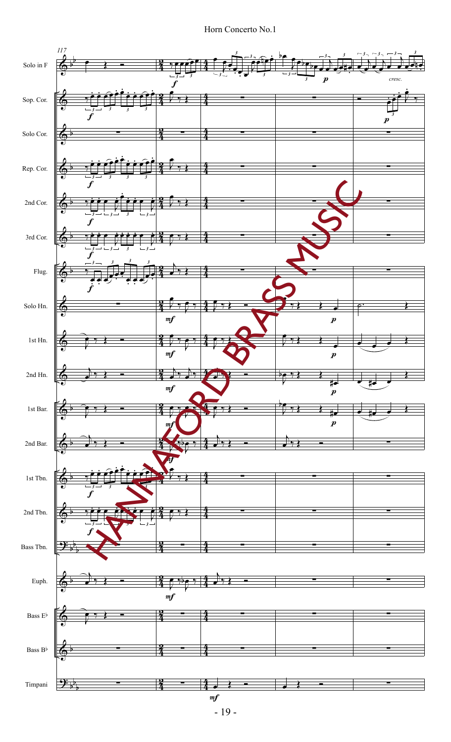# Horn Concerto No.1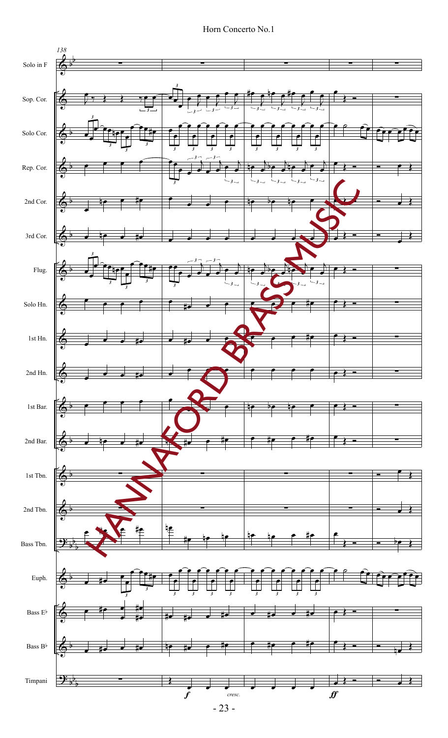Horn Concerto No.1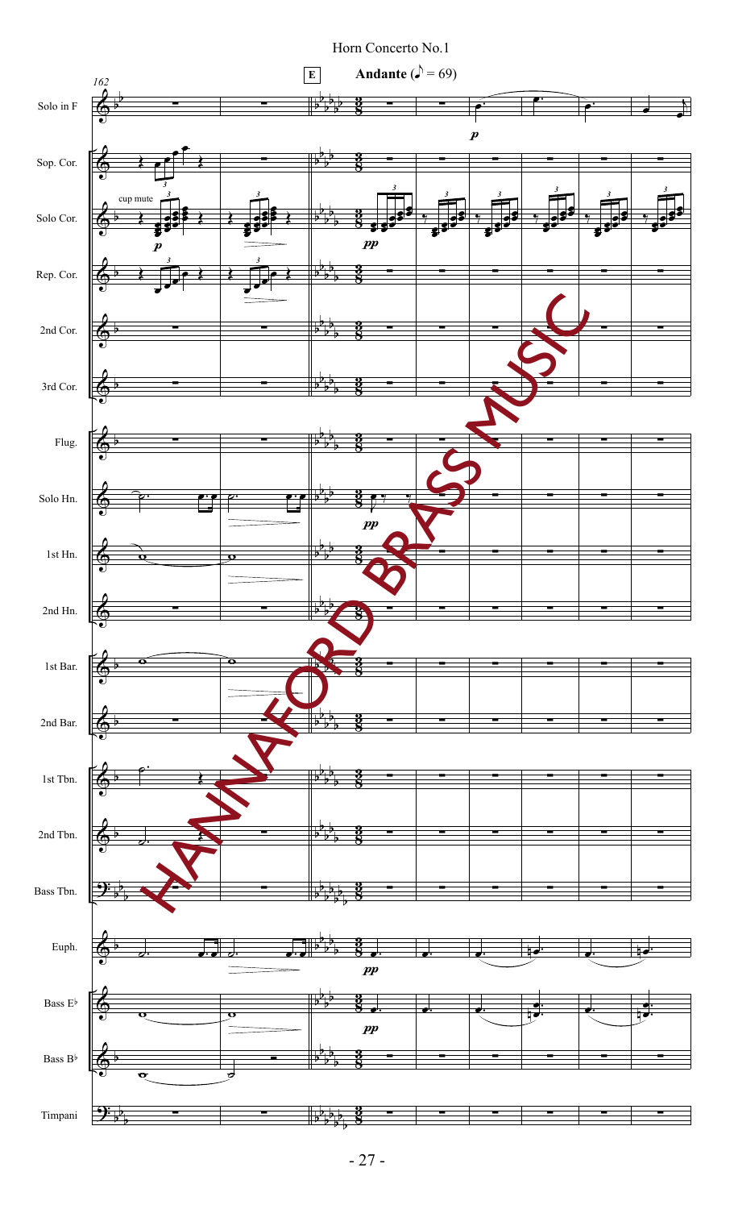# Horn Concerto No.1

**E** **Andante** (♪ = 69)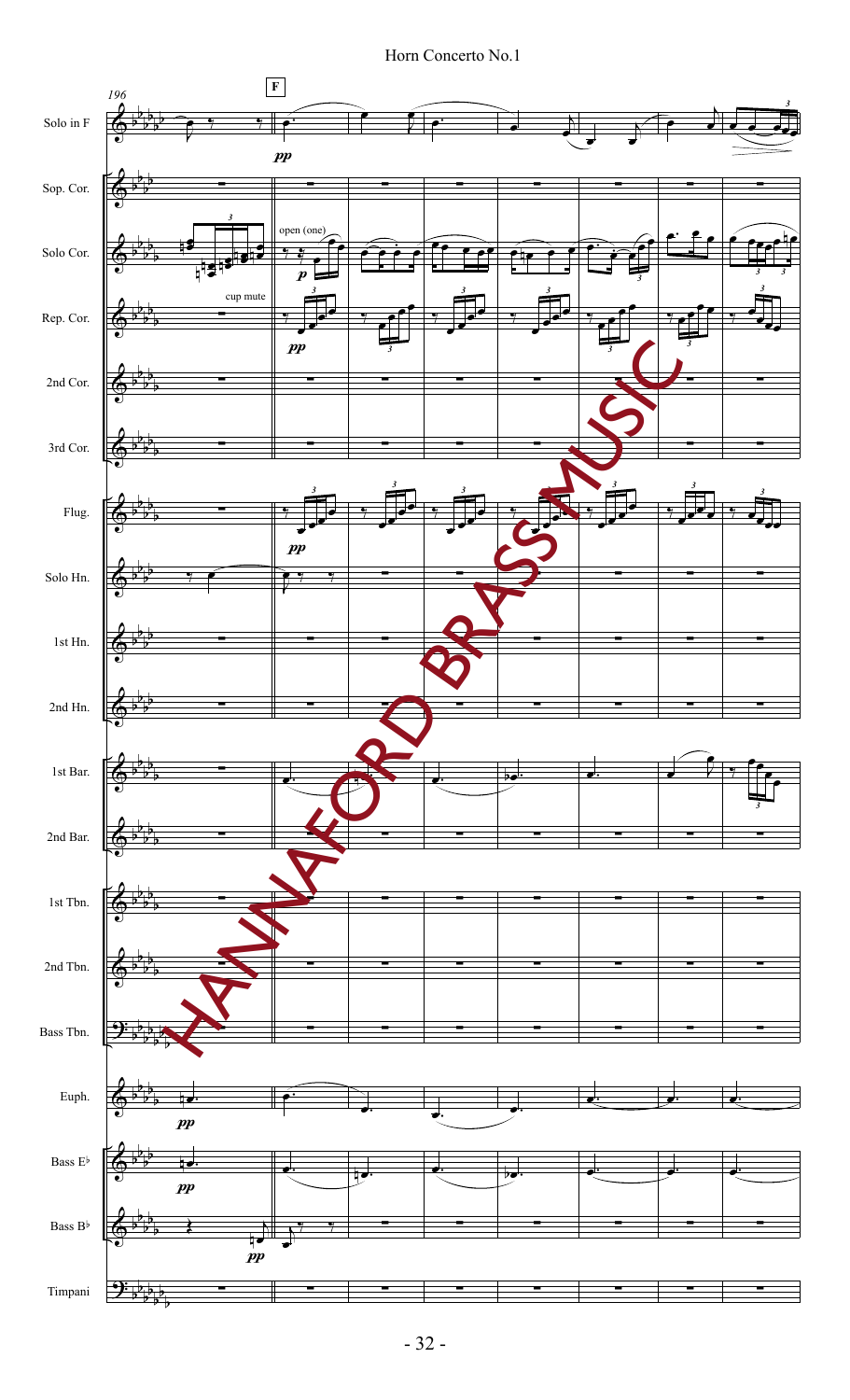196

**F**

Solo in F

Sop. Cor.

Solo Cor.

Rep. Cor.

2nd Cor.

3rd Cor.

Flug.

Solo Hn.

1st Hn.

2nd Hn.

1st Bar.

2nd Bar.

1st Tbn.

2nd Tbn.

Bass Tbn.

Euph.

Bass E♭

Bass B♭

Timpani

*pp*

open (one)

*p*

cup mute

*pp*

*pp*

*pp*

*pp*

*pp*

HANNAFORD BRASS MUSIC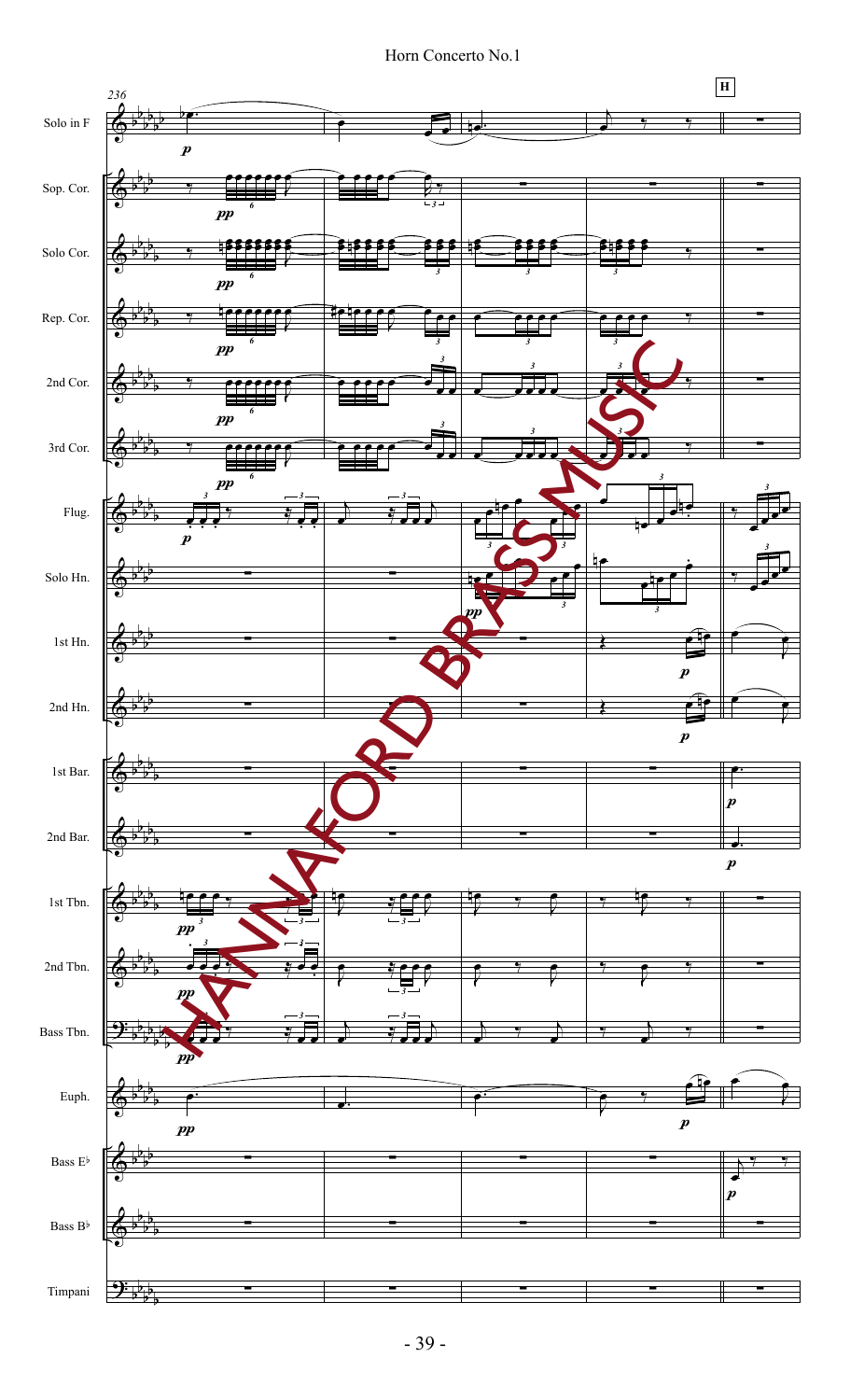Horn Concerto No.1

236

H

Solo in F

Sop. Cor.

Solo Cor.

Rep. Cor.

2nd Cor.

3rd Cor.

Flug.

Solo Hn.

1st Hn.

2nd Hn.

1st Bar.

2nd Bar.

1st Tbn.

2nd Tbn.

Bass Tbn.

Euph.

Bass E♭

Bass B♭

Timpani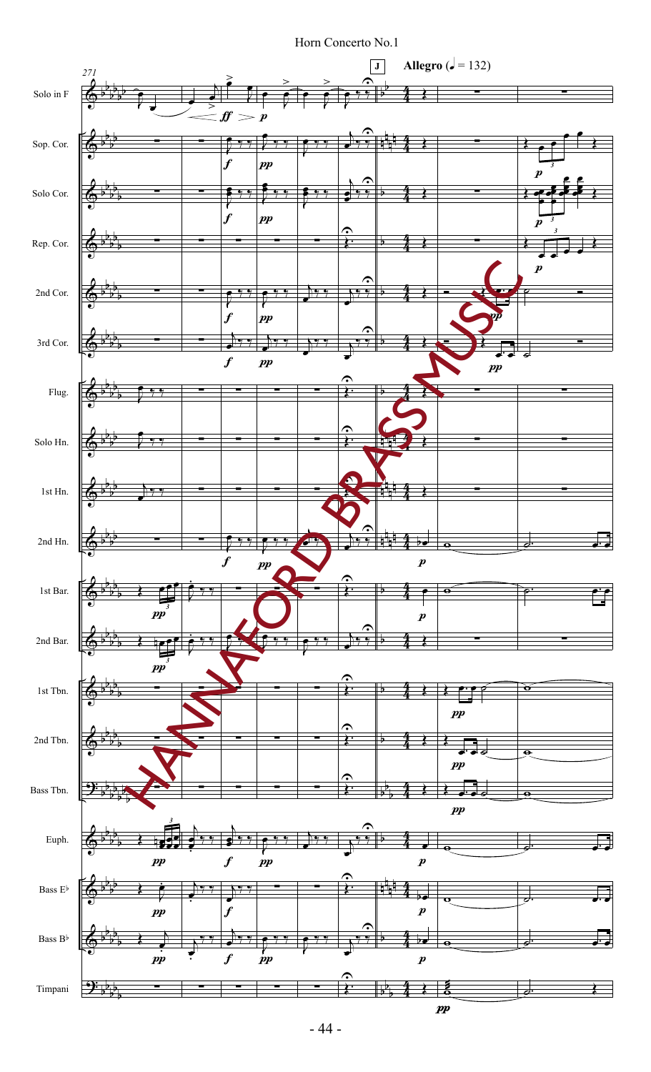Horn Concerto No.1

**J** **Allegro** (♩ = 132)

271

Solo in F

Sop. Cor.

Solo Cor.

Rep. Cor.

2nd Cor.

3rd Cor.

Flug.

Solo Hn.

1st Hn.

2nd Hn.

1st Bar.

2nd Bar.

1st Tbn.

2nd Tbn.

Bass Tbn.

Euph.

Bass E♭

Bass B♭

Timpani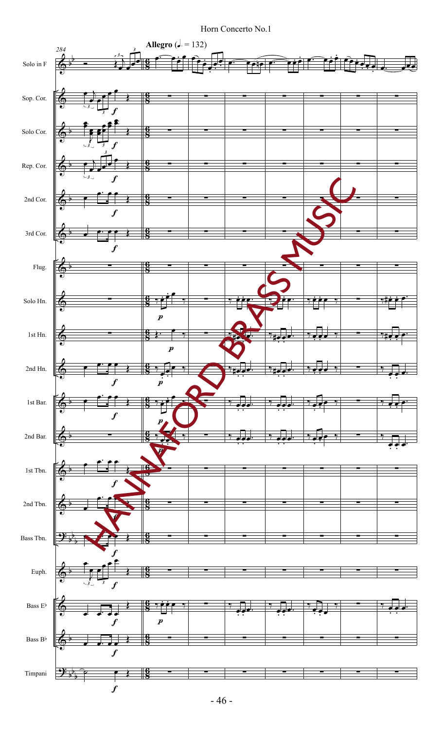**Allegro** (♩. = 132)

284

Solo in F

Sop. Cor.

Solo Cor.

Rep. Cor.

2nd Cor.

3rd Cor.

Flug.

Solo Hn.

1st Hn.

2nd Hn.

1st Bar.

2nd Bar.

1st Tbn.

2nd Tbn.

Bass Tbn.

Euph.

Bass E♭

Bass B♭

Timpani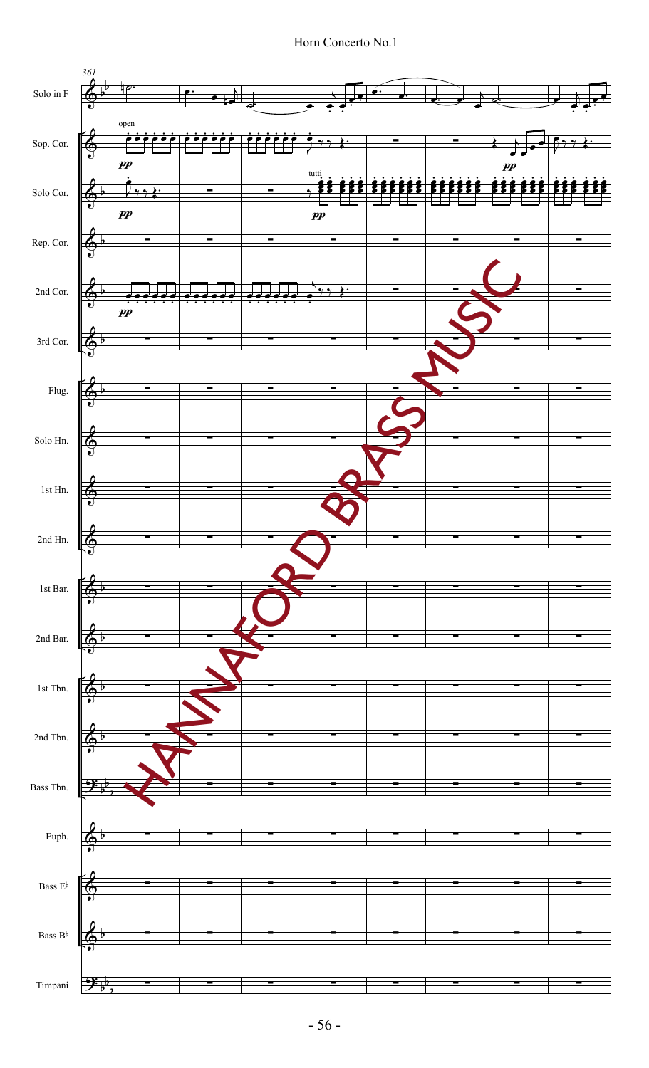# Horn Concerto No.1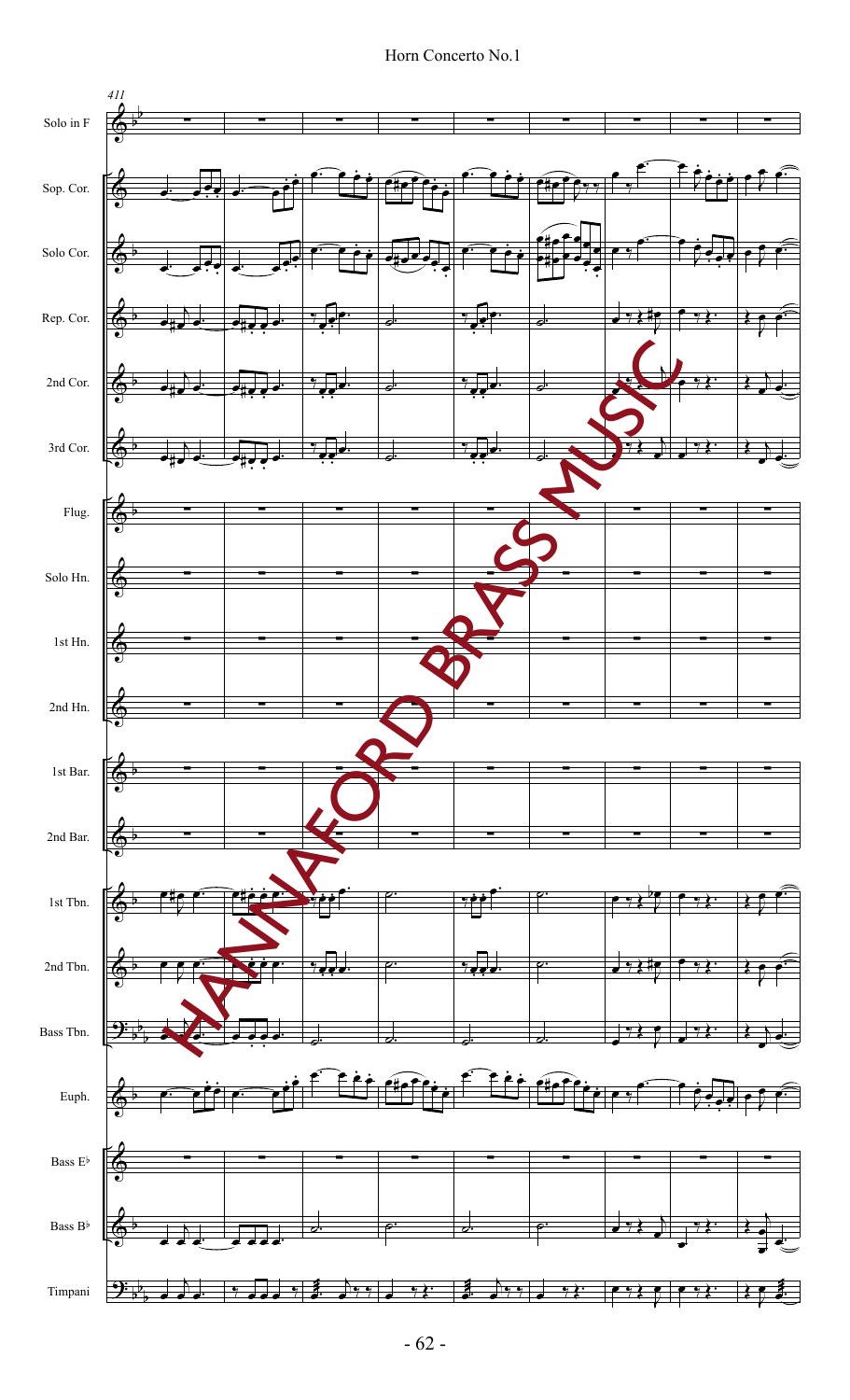Horn Concerto No.1

411

Solo in F

Sop. Cor.

Solo Cor.

Rep. Cor.

2nd Cor.

3rd Cor.

Flug.

Solo Hn.

1st Hn.

2nd Hn.

1st Bar.

2nd Bar.

1st Tbn.

2nd Tbn.

Bass Tbn.

Euph.

Bass E♭

Bass B♭

Timpani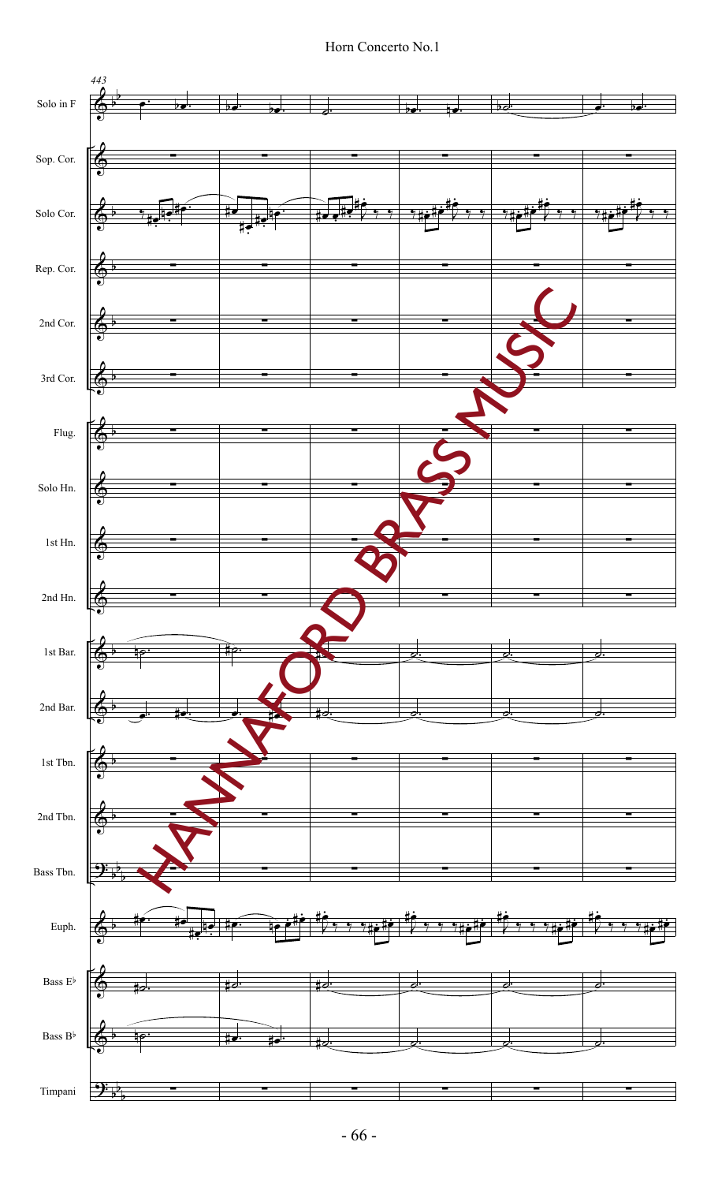Horn Concerto No.1

443

Solo in F

Sop. Cor.

Solo Cor.

Rep. Cor.

2nd Cor.

3rd Cor.

Flug.

Solo Hn.

1st Hn.

2nd Hn.

1st Bar.

2nd Bar.

1st Tbn.

2nd Tbn.

Bass Tbn.

Euph.

Bass E♭

Bass B♭

Timpani

HANNAFORD BRASS MUSIC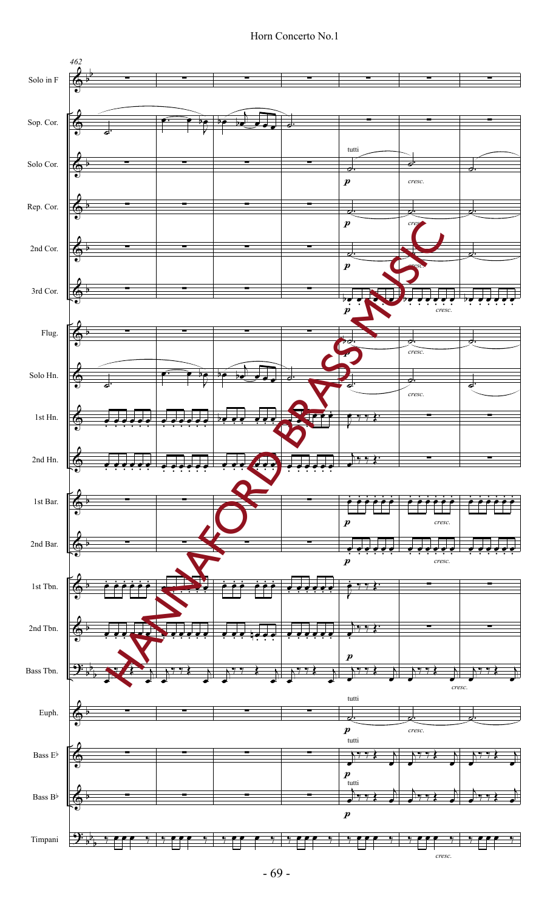462

Solo in F

Sop. Cor.

Solo Cor. — tutti — *p* — *cresc.*

Rep. Cor. — *p* — *cresc.*

2nd Cor. — *p* — *cresc.*

3rd Cor. — *p* — *cresc.*

Flug. — *p* — *cresc.*

Solo Hn. — *cresc.*

1st Hn.

2nd Hn.

1st Bar. — *p* — *cresc.*

2nd Bar. — *p* — *cresc.*

1st Tbn.

2nd Tbn.

Bass Tbn. — *p* — *cresc.*

Euph. — tutti — *p* — *cresc.*

Bass E♭ — tutti — *p*

Bass B♭ — tutti — *p*

Timpani — *cresc.*

HANNAFORD BRASS MUSIC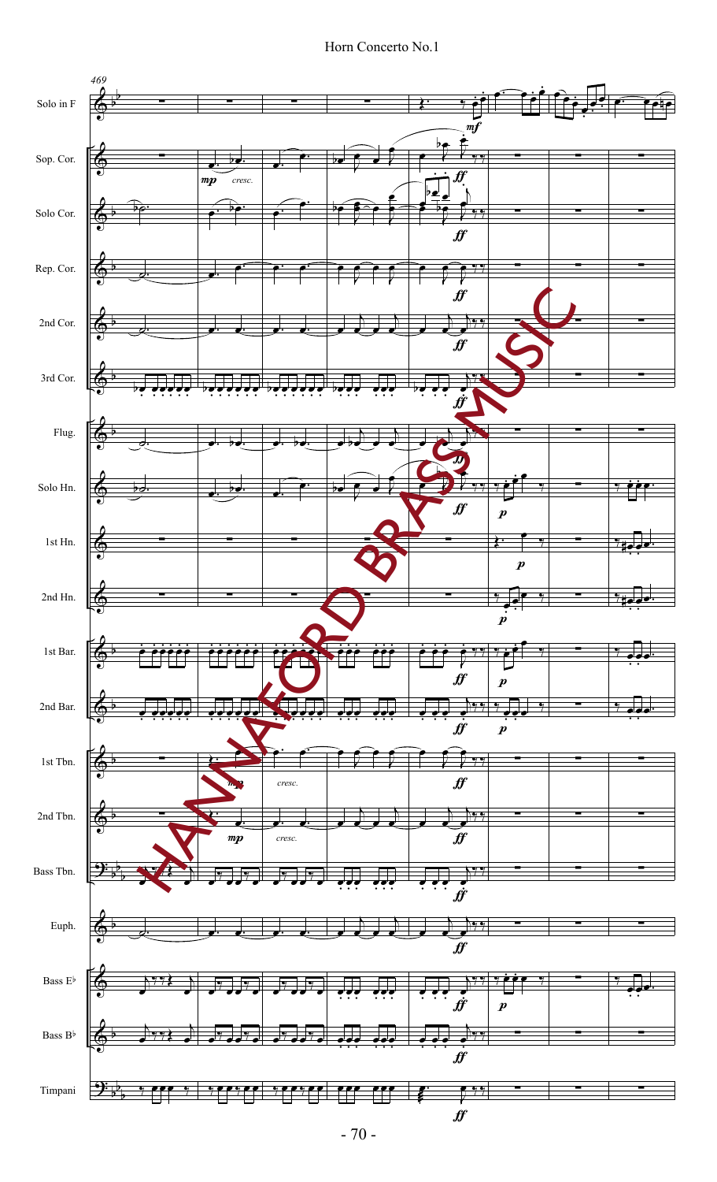469

Solo in F

Sop. Cor.

Solo Cor.

Rep. Cor.

2nd Cor.

3rd Cor.

Flug.

Solo Hn.

1st Hn.

2nd Hn.

1st Bar.

2nd Bar.

1st Tbn.

2nd Tbn.

Bass Tbn.

Euph.

Bass E♭

Bass B♭

Timpani

*mf* *mp* *cresc.* *ff* *p*

HANNAFORD BRASS MUSIC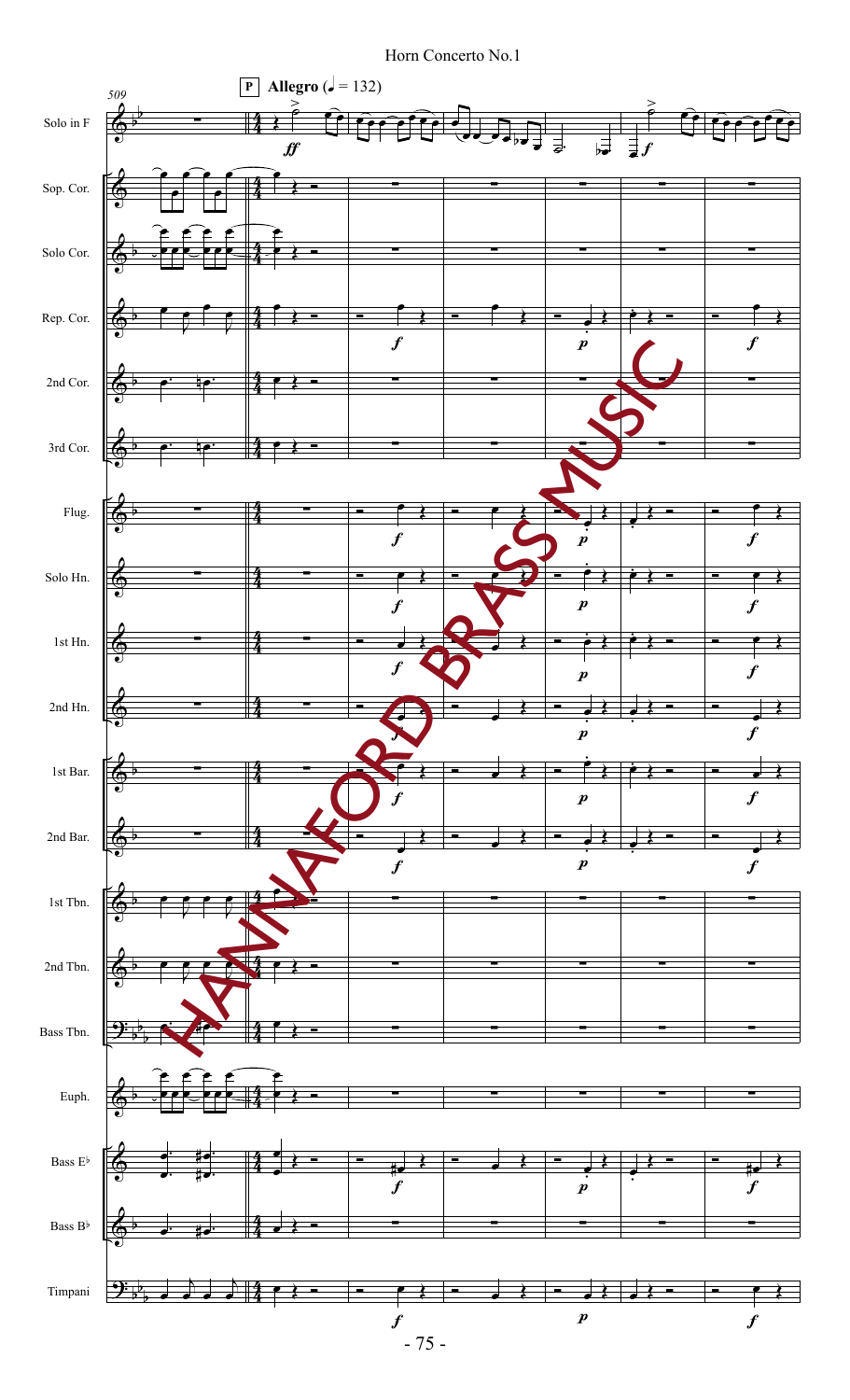Horn Concerto No.1

509

**P** **Allegro** (♩ = 132)

Solo in F

Sop. Cor.

Solo Cor.

Rep. Cor.

2nd Cor.

3rd Cor.

Flug.

Solo Hn.

1st Hn.

2nd Hn.

1st Bar.

2nd Bar.

1st Tbn.

2nd Tbn.

Bass Tbn.

Euph.

Bass E♭

Bass B♭

Timpani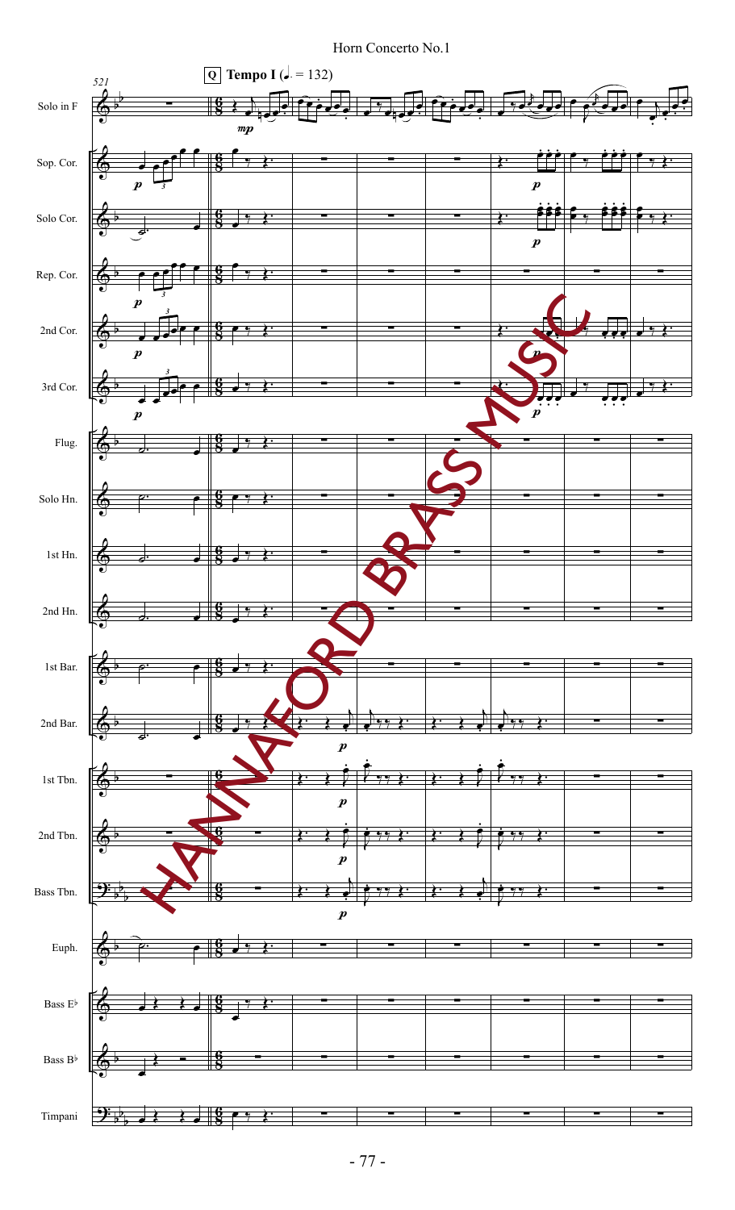Horn Concerto No.1

521

**Q** **Tempo I** (♩. = 132)

Solo in F

Sop. Cor.

Solo Cor.

Rep. Cor.

2nd Cor.

3rd Cor.

Flug.

Solo Hn.

1st Hn.

2nd Hn.

1st Bar.

2nd Bar.

1st Tbn.

2nd Tbn.

Bass Tbn.

Euph.

Bass E♭

Bass B♭

Timpani

HANNAFORD BRASS MUSIC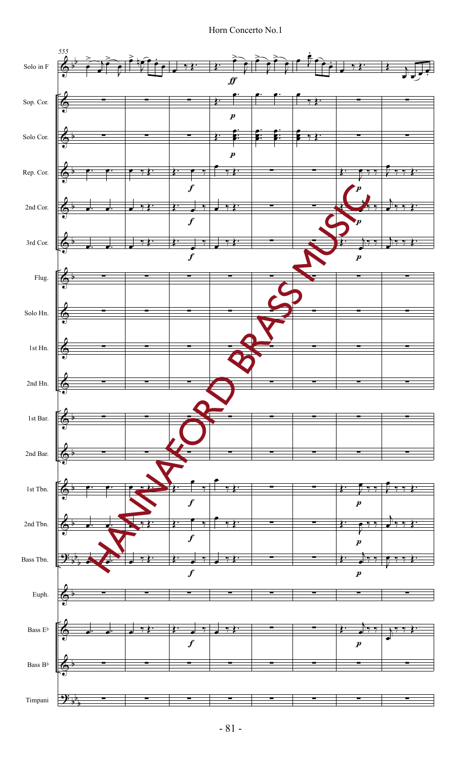Horn Concerto No.1